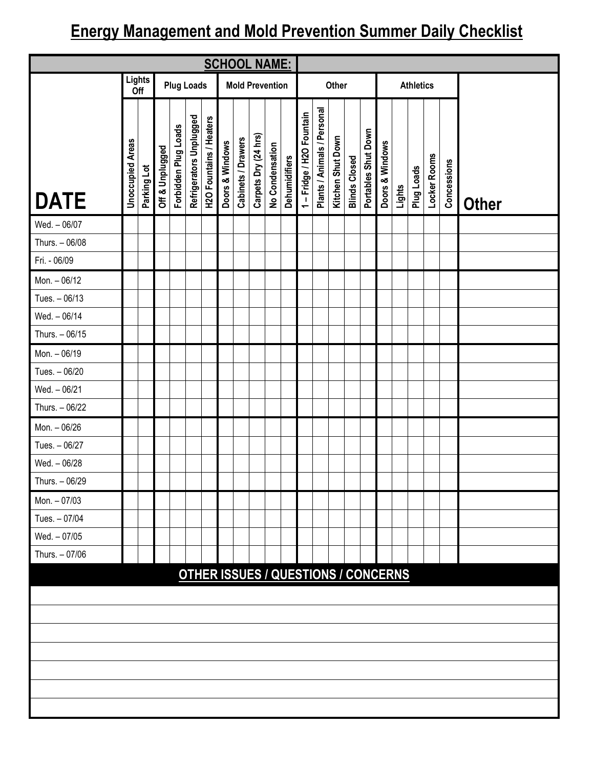# Energy Management and Mold Prevention Summer Daily Checklist

| SCHOOL NAME: | | | | | | | | | | | | | | | | | | | | | | | | |
|---|---|---|---|---|---|---|---|---|---|---|---|---|---|---|---|---|---|---|---|---|---|---|---|---|
| | Lights Off | | Plug Loads | | | | Mold Prevention | | | | | Other | | | | | Athletics | | | | | |
| DATE | Unoccupied Areas | Parking Lot | Off & Unplugged | Forbidden Plug Loads | Refrigerators Unplugged | H2O Fountains / Heaters | Doors & Windows | Cabinets / Drawers | Carpets Dry (24 hrs) | No Condensation | Dehumidifiers | 1 – Fridge / H2O Fountain | Plants / Animals / Personal | Kitchen Shut Down | Blinds Closed | Portables Shut Down | Doors & Windows | Lights | Plug Loads | Locker Rooms | Concessions | Other |
| Wed. – 06/07 | | | | | | | | | | | | | | | | | | | | | | |
| Thurs. – 06/08 | | | | | | | | | | | | | | | | | | | | | | |
| Fri. - 06/09 | | | | | | | | | | | | | | | | | | | | | | |
| Mon. – 06/12 | | | | | | | | | | | | | | | | | | | | | | |
| Tues. – 06/13 | | | | | | | | | | | | | | | | | | | | | | |
| Wed. – 06/14 | | | | | | | | | | | | | | | | | | | | | | |
| Thurs. – 06/15 | | | | | | | | | | | | | | | | | | | | | | |
| Mon. – 06/19 | | | | | | | | | | | | | | | | | | | | | | |
| Tues. – 06/20 | | | | | | | | | | | | | | | | | | | | | | |
| Wed. – 06/21 | | | | | | | | | | | | | | | | | | | | | | |
| Thurs. – 06/22 | | | | | | | | | | | | | | | | | | | | | | |
| Mon. – 06/26 | | | | | | | | | | | | | | | | | | | | | | |
| Tues. – 06/27 | | | | | | | | | | | | | | | | | | | | | | |
| Wed. – 06/28 | | | | | | | | | | | | | | | | | | | | | | |
| Thurs. – 06/29 | | | | | | | | | | | | | | | | | | | | | | |
| Mon. – 07/03 | | | | | | | | | | | | | | | | | | | | | | |
| Tues. – 07/04 | | | | | | | | | | | | | | | | | | | | | | |
| Wed. – 07/05 | | | | | | | | | | | | | | | | | | | | | | |
| Thurs. – 07/06 | | | | | | | | | | | | | | | | | | | | | | |

## OTHER ISSUES / QUESTIONS / CONCERNS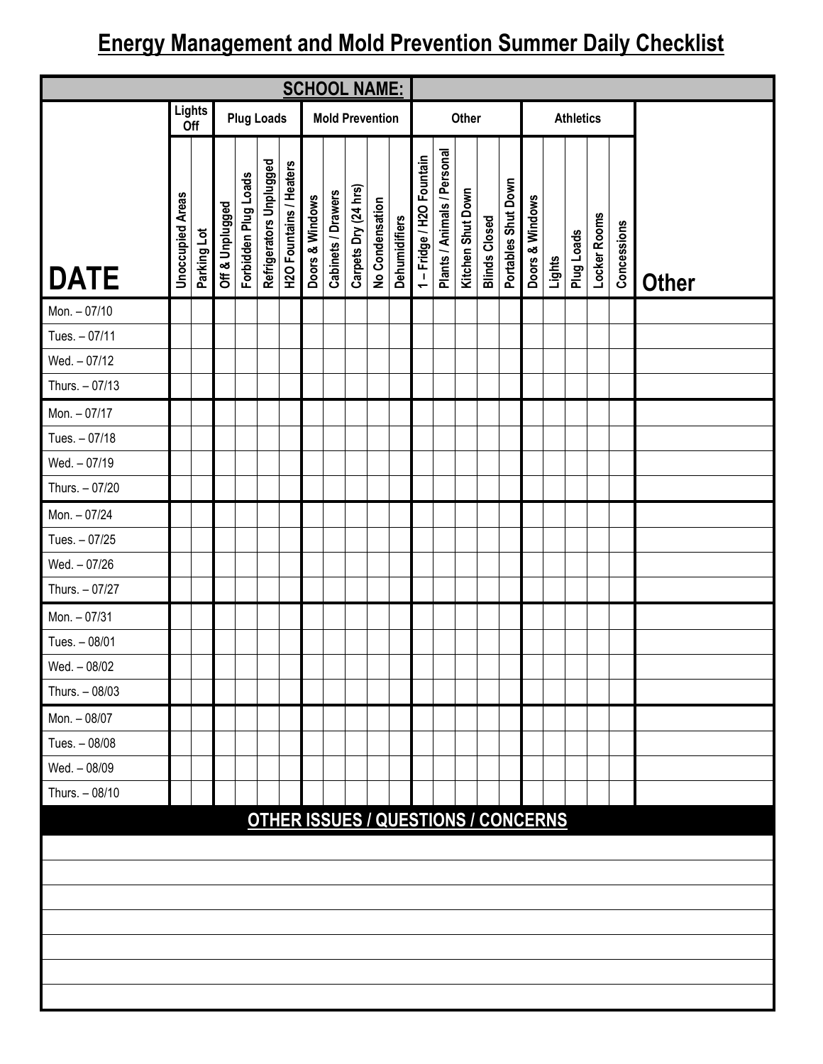# Energy Management and Mold Prevention Summer Daily Checklist

| SCHOOL NAME: | | | | | | | | | | | | | | | | | | | | | | | |
|---|---|---|---|---|---|---|---|---|---|---|---|---|---|---|---|---|---|---|---|---|---|---|---|
| | Lights Off | | Plug Loads | | | | Mold Prevention | | | | | Other | | | | | Athletics | | | | | | |
| DATE | Unoccupied Areas | Parking Lot | Off & Unplugged | Forbidden Plug Loads | Refrigerators Unplugged | H2O Fountains / Heaters | Doors & Windows | Cabinets / Drawers | Carpets Dry (24 hrs) | No Condensation | Dehumidifiers | 1 – Fridge / H2O Fountain | Plants / Animals / Personal | Kitchen Shut Down | Blinds Closed | Portables Shut Down | Doors & Windows | Lights | Plug Loads | Locker Rooms | Concessions | Other |
| Mon. – 07/10 | | | | | | | | | | | | | | | | | | | | | | |
| Tues. – 07/11 | | | | | | | | | | | | | | | | | | | | | | |
| Wed. – 07/12 | | | | | | | | | | | | | | | | | | | | | | |
| Thurs. – 07/13 | | | | | | | | | | | | | | | | | | | | | | |
| Mon. – 07/17 | | | | | | | | | | | | | | | | | | | | | | |
| Tues. – 07/18 | | | | | | | | | | | | | | | | | | | | | | |
| Wed. – 07/19 | | | | | | | | | | | | | | | | | | | | | | |
| Thurs. – 07/20 | | | | | | | | | | | | | | | | | | | | | | |
| Mon. – 07/24 | | | | | | | | | | | | | | | | | | | | | | |
| Tues. – 07/25 | | | | | | | | | | | | | | | | | | | | | | |
| Wed. – 07/26 | | | | | | | | | | | | | | | | | | | | | | |
| Thurs. – 07/27 | | | | | | | | | | | | | | | | | | | | | | |
| Mon. – 07/31 | | | | | | | | | | | | | | | | | | | | | | |
| Tues. – 08/01 | | | | | | | | | | | | | | | | | | | | | | |
| Wed. – 08/02 | | | | | | | | | | | | | | | | | | | | | | |
| Thurs. – 08/03 | | | | | | | | | | | | | | | | | | | | | | |
| Mon. – 08/07 | | | | | | | | | | | | | | | | | | | | | | |
| Tues. – 08/08 | | | | | | | | | | | | | | | | | | | | | | |
| Wed. – 08/09 | | | | | | | | | | | | | | | | | | | | | | |
| Thurs. – 08/10 | | | | | | | | | | | | | | | | | | | | | | |

## OTHER ISSUES / QUESTIONS / CONCERNS